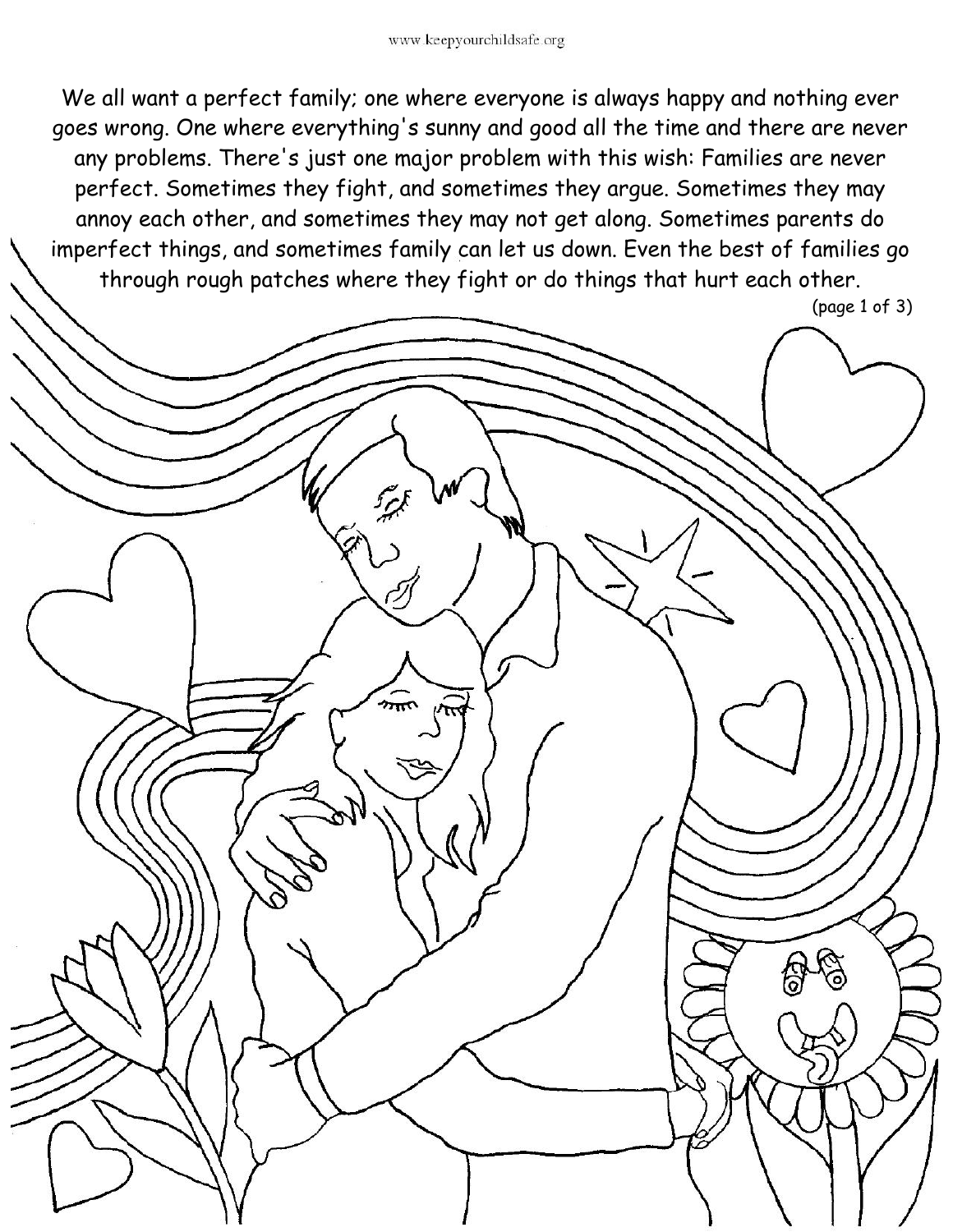We all want a perfect family; one where everyone is always happy and nothing ever goes wrong. One where everything's sunny and good all the time and there are never any problems. There's just one major problem with this wish: Families are never perfect. Sometimes they fight, and sometimes they argue. Sometimes they may annoy each other, and sometimes they may not get along. Sometimes parents do imperfect things, and sometimes family can let us down. Even the best of families go through rough patches where they fight or do things that hurt each other.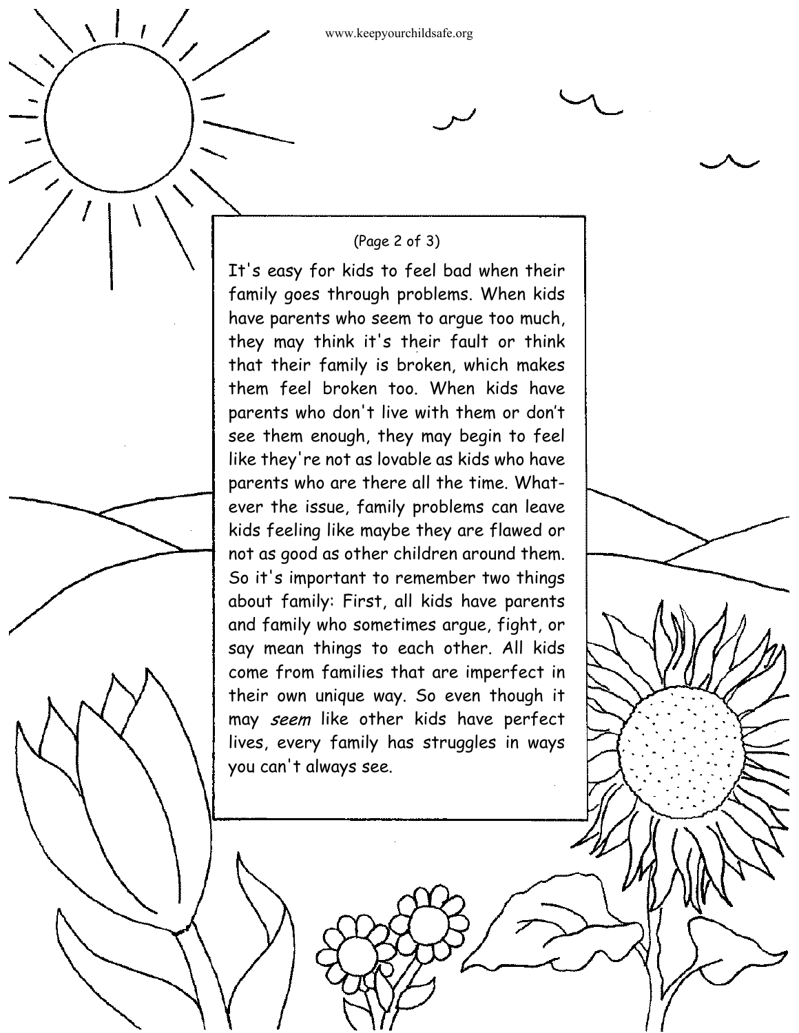It's easy for kids to feel bad when their family goes through problems. When kids have parents who seem to argue too much, they may think it's their fault or think that their family is broken, which makes them feel broken too. When kids have parents who don't live with them or don't see them enough, they may begin to feel like they're not as lovable as kids who have parents who are there all the time. Whatever the issue, family problems can leave kids feeling like maybe they are flawed or not as good as other children around them. So it's important to remember two things about family: First, all kids have parents and family who sometimes argue, fight, or say mean things to each other. All kids come from families that are imperfect in their own unique way. So even though it may *seem* like other kids have perfect lives, every family has struggles in ways you can't always see.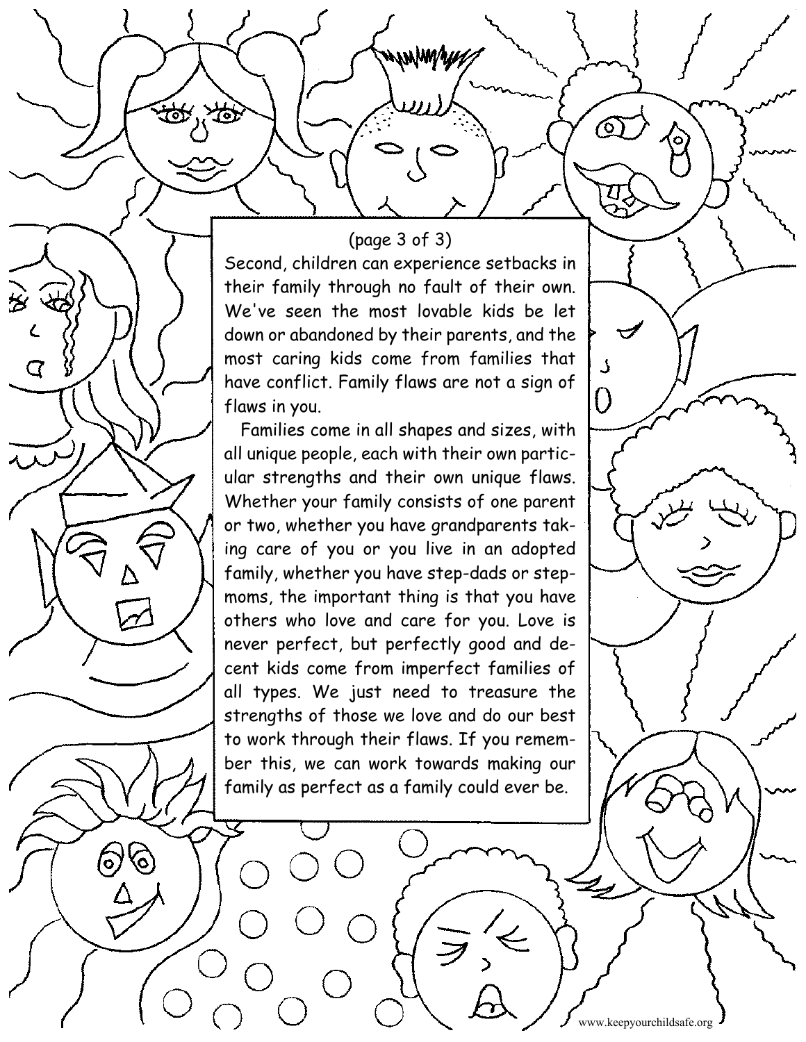Second, children can experience setbacks in their family through no fault of their own. We've seen the most lovable kids be let down or abandoned by their parents, and the most caring kids come from families that have conflict. Family flaws are not a sign of flaws in you.

Families come in all shapes and sizes, with all unique people, each with their own particular strengths and their own unique flaws. Whether your family consists of one parent or two, whether you have grandparents taking care of you or you live in an adopted family, whether you have step-dads or step-moms, the important thing is that you have others who love and care for you. Love is never perfect, but perfectly good and decent kids come from imperfect families of all types. We just need to treasure the strengths of those we love and do our best to work through their flaws. If you remember this, we can work towards making our family as perfect as a family could ever be.

www.keepyourchildsafe.org